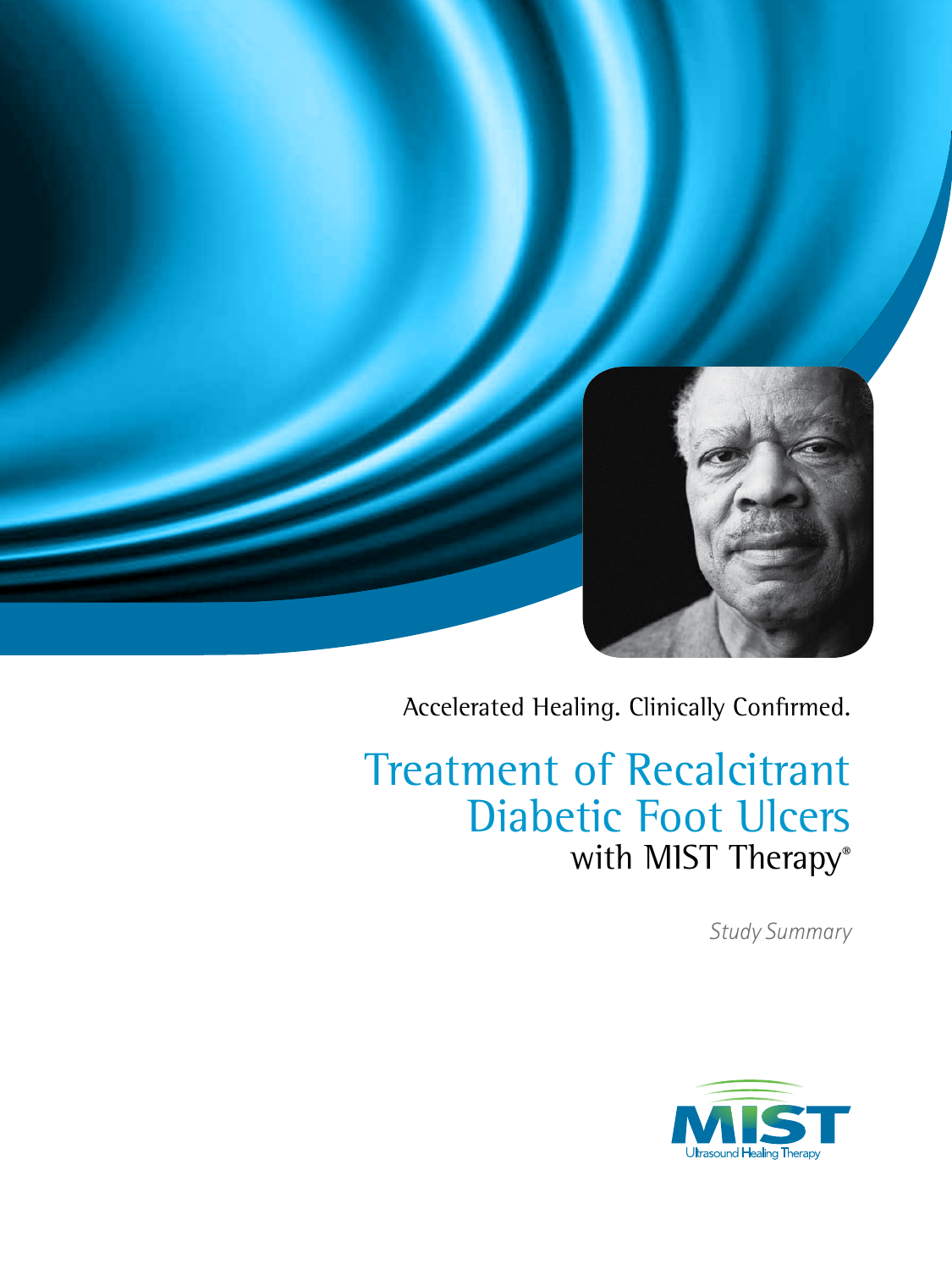Accelerated Healing. Clinically Confirmed.

# Treatment of Recalcitrant Diabetic Foot Ulcers with MIST Therapy®

*Study Summary*

MIST
Ultrasound Healing Therapy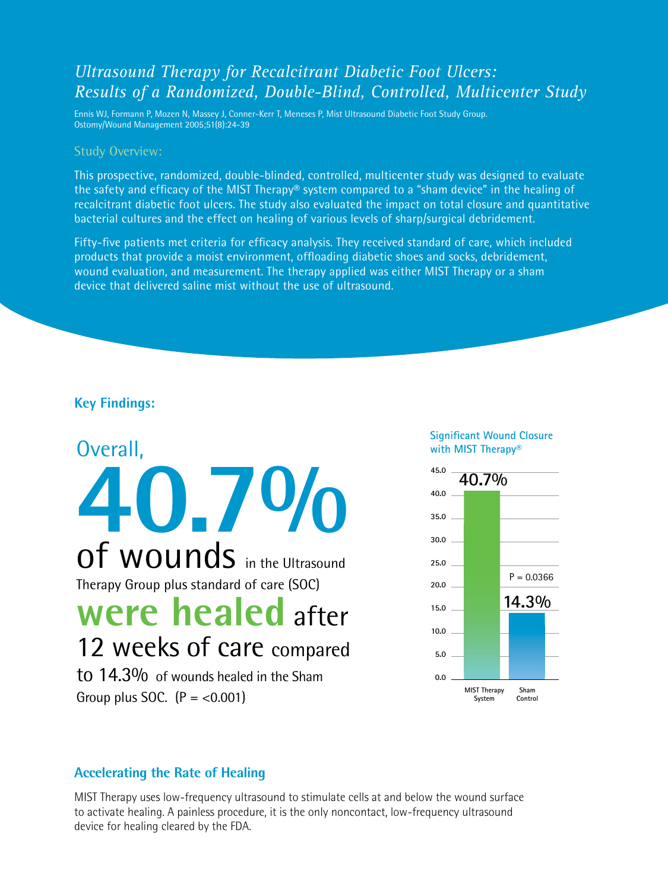# *Ultrasound Therapy for Recalcitrant Diabetic Foot Ulcers: Results of a Randomized, Double-Blind, Controlled, Multicenter Study*

Ennis WJ, Formann P, Mozen N, Massey J, Conner-Kerr T, Meneses P, Mist Ultrasound Diabetic Foot Study Group.
Ostomy/Wound Management 2005;51(8):24-39

## Study Overview:

This prospective, randomized, double-blinded, controlled, multicenter study was designed to evaluate the safety and efficacy of the MIST Therapy® system compared to a "sham device" in the healing of recalcitrant diabetic foot ulcers. The study also evaluated the impact on total closure and quantitative bacterial cultures and the effect on healing of various levels of sharp/surgical debridement.

Fifty-five patients met criteria for efficacy analysis. They received standard of care, which included products that provide a moist environment, offloading diabetic shoes and socks, debridement, wound evaluation, and measurement. The therapy applied was either MIST Therapy or a sham device that delivered saline mist without the use of ultrasound.

## Key Findings:

Overall, **40.7%** of wounds in the Ultrasound Therapy Group plus standard of care (SOC) **were healed** after 12 weeks of care compared to 14.3% of wounds healed in the Sham Group plus SOC. (P = <0.001)

**Significant Wound Closure with MIST Therapy®**

| | MIST Therapy System | Sham Control |
|---|---|---|
| Wounds healed | 40.7% | 14.3% |

P = 0.0366

## Accelerating the Rate of Healing

MIST Therapy uses low-frequency ultrasound to stimulate cells at and below the wound surface to activate healing. A painless procedure, it is the only noncontact, low-frequency ultrasound device for healing cleared by the FDA.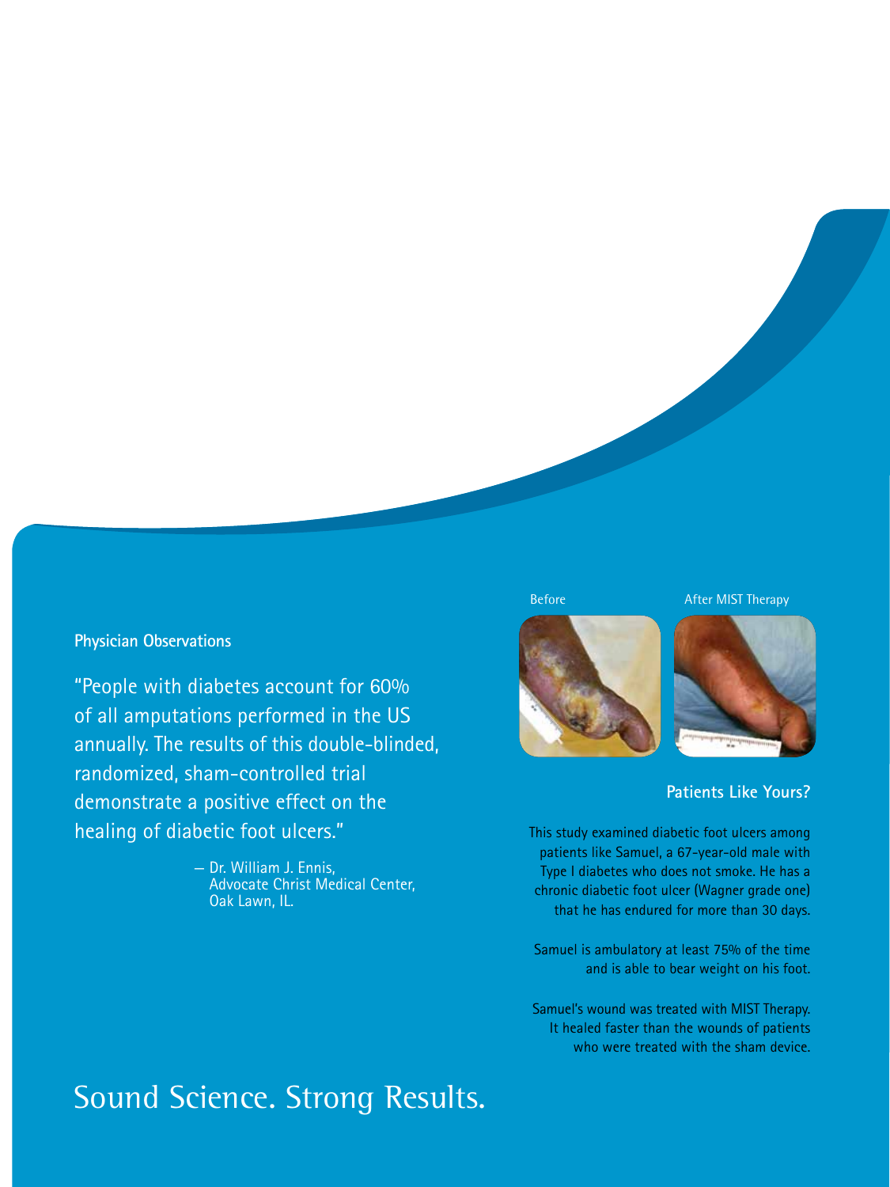## Physician Observations

"People with diabetes account for 60% of all amputations performed in the US annually. The results of this double-blinded, randomized, sham-controlled trial demonstrate a positive effect on the healing of diabetic foot ulcers."

— Dr. William J. Ennis,
Advocate Christ Medical Center,
Oak Lawn, IL.

Before

After MIST Therapy

## Patients Like Yours?

This study examined diabetic foot ulcers among patients like Samuel, a 67-year-old male with Type I diabetes who does not smoke. He has a chronic diabetic foot ulcer (Wagner grade one) that he has endured for more than 30 days.

Samuel is ambulatory at least 75% of the time and is able to bear weight on his foot.

Samuel's wound was treated with MIST Therapy. It healed faster than the wounds of patients who were treated with the sham device.

# Sound Science. Strong Results.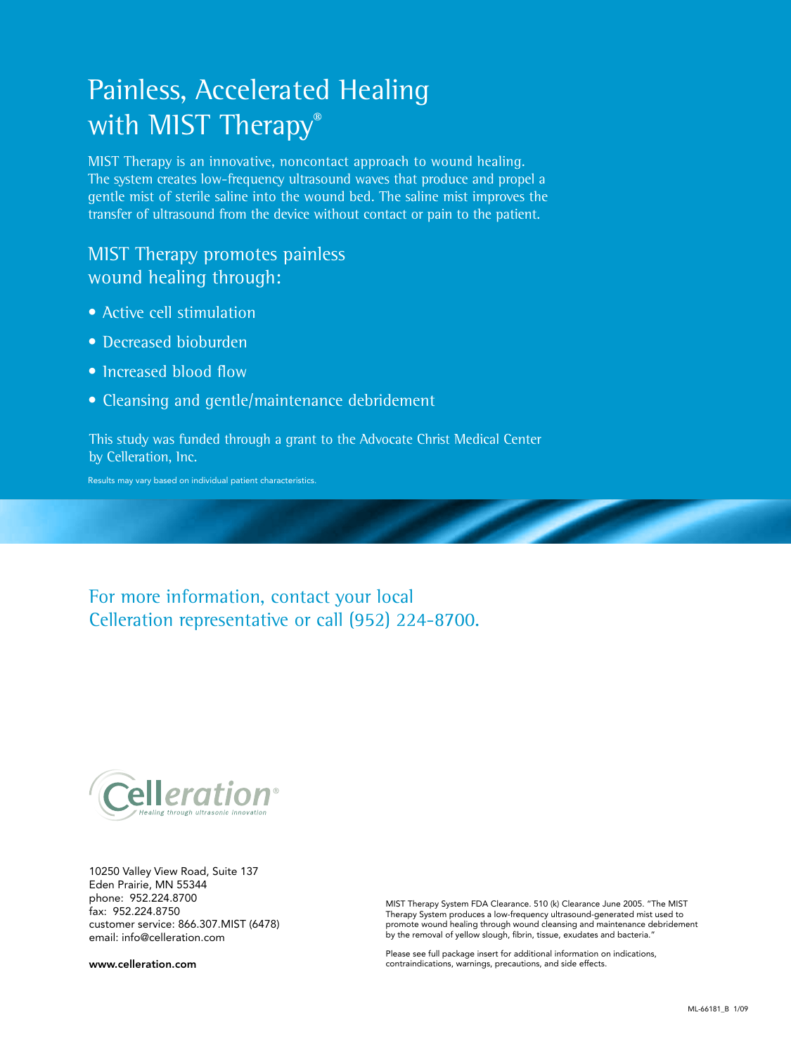# Painless, Accelerated Healing with MIST Therapy®

MIST Therapy is an innovative, noncontact approach to wound healing. The system creates low-frequency ultrasound waves that produce and propel a gentle mist of sterile saline into the wound bed. The saline mist improves the transfer of ultrasound from the device without contact or pain to the patient.

## MIST Therapy promotes painless wound healing through:

- Active cell stimulation
- Decreased bioburden
- Increased blood flow
- Cleansing and gentle/maintenance debridement

This study was funded through a grant to the Advocate Christ Medical Center by Celleration, Inc.

Results may vary based on individual patient characteristics.

For more information, contact your local Celleration representative or call (952) 224-8700.

Celleration®
Healing through ultrasonic innovation

10250 Valley View Road, Suite 137
Eden Prairie, MN 55344
phone: 952.224.8700
fax: 952.224.8750
customer service: 866.307.MIST (6478)
email: info@celleration.com

**www.celleration.com**

MIST Therapy System FDA Clearance. 510 (k) Clearance June 2005. "The MIST Therapy System produces a low-frequency ultrasound-generated mist used to promote wound healing through wound cleansing and maintenance debridement by the removal of yellow slough, fibrin, tissue, exudates and bacteria."

Please see full package insert for additional information on indications, contraindications, warnings, precautions, and side effects.

ML-66181_B 1/09